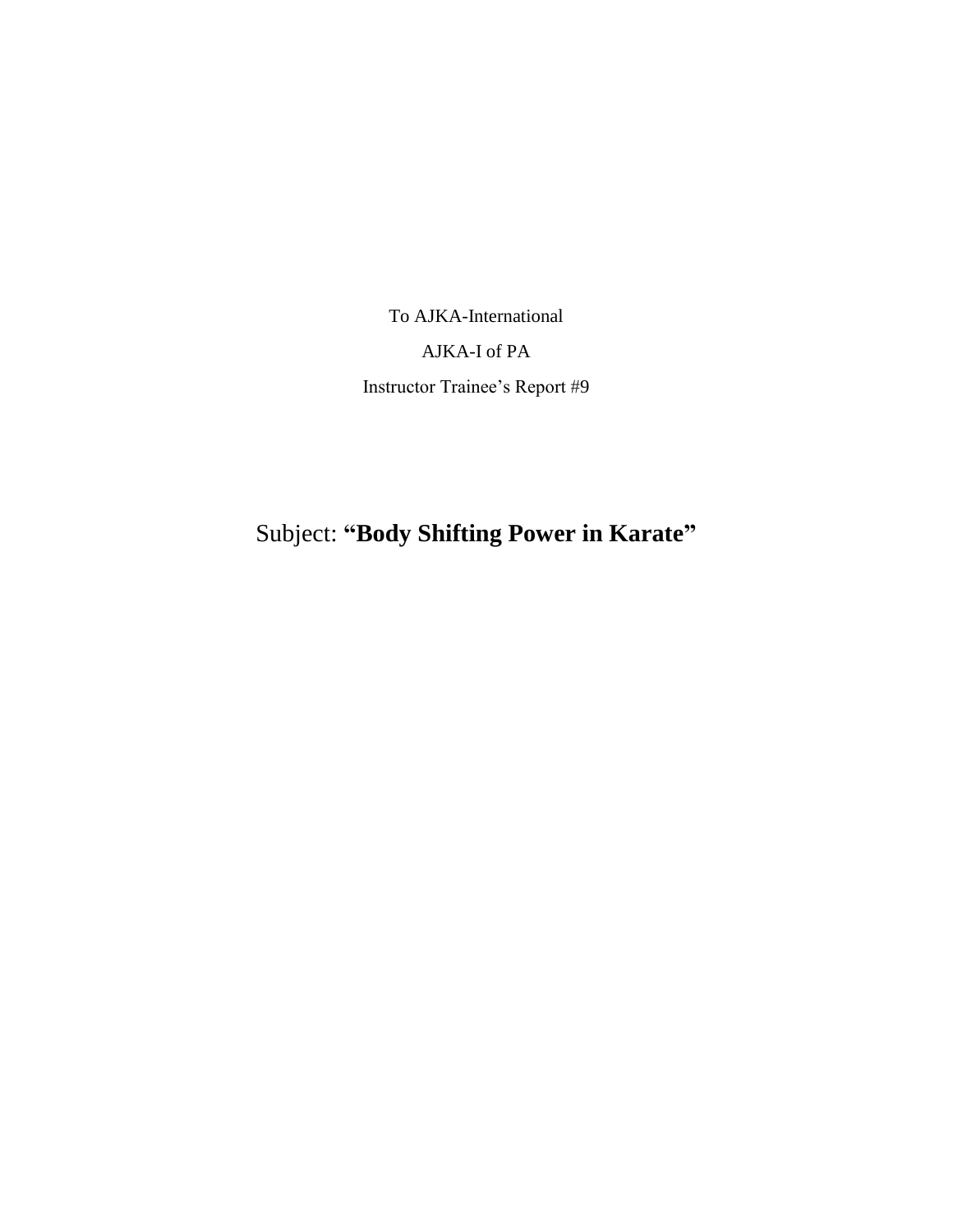To AJKA-International

AJKA-I of PA

Instructor Trainee's Report #9

# Subject: **"Body Shifting Power in Karate"**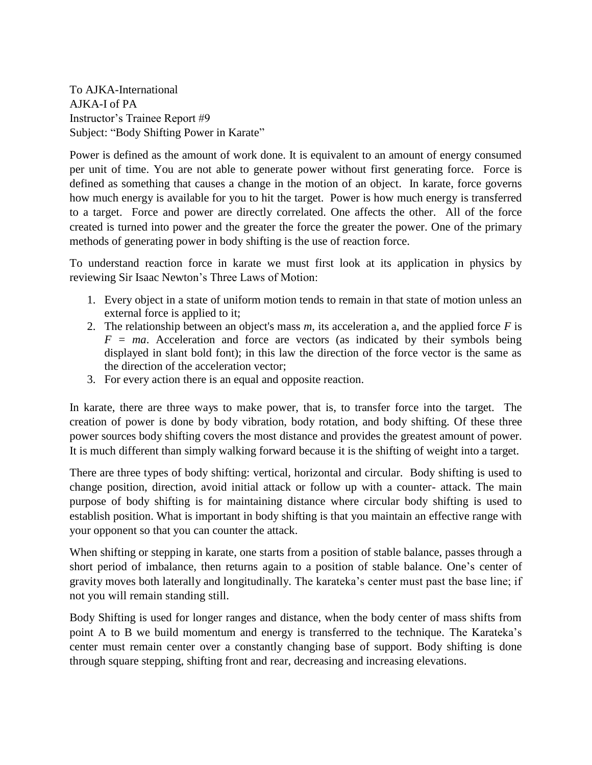To AJKA-International
AJKA-I of PA
Instructor's Trainee Report #9
Subject: "Body Shifting Power in Karate"

Power is defined as the amount of work done. It is equivalent to an amount of energy consumed per unit of time. You are not able to generate power without first generating force. Force is defined as something that causes a change in the motion of an object. In karate, force governs how much energy is available for you to hit the target. Power is how much energy is transferred to a target. Force and power are directly correlated. One affects the other. All of the force created is turned into power and the greater the force the greater the power. One of the primary methods of generating power in body shifting is the use of reaction force.

To understand reaction force in karate we must first look at its application in physics by reviewing Sir Isaac Newton's Three Laws of Motion:

1. Every object in a state of uniform motion tends to remain in that state of motion unless an external force is applied to it;
2. The relationship between an object's mass $m$, its acceleration a, and the applied force $F$ is $F = ma$. Acceleration and force are vectors (as indicated by their symbols being displayed in slant bold font); in this law the direction of the force vector is the same as the direction of the acceleration vector;
3. For every action there is an equal and opposite reaction.

In karate, there are three ways to make power, that is, to transfer force into the target. The creation of power is done by body vibration, body rotation, and body shifting. Of these three power sources body shifting covers the most distance and provides the greatest amount of power. It is much different than simply walking forward because it is the shifting of weight into a target.

There are three types of body shifting: vertical, horizontal and circular. Body shifting is used to change position, direction, avoid initial attack or follow up with a counter- attack. The main purpose of body shifting is for maintaining distance where circular body shifting is used to establish position. What is important in body shifting is that you maintain an effective range with your opponent so that you can counter the attack.

When shifting or stepping in karate, one starts from a position of stable balance, passes through a short period of imbalance, then returns again to a position of stable balance. One's center of gravity moves both laterally and longitudinally. The karateka's center must past the base line; if not you will remain standing still.

Body Shifting is used for longer ranges and distance, when the body center of mass shifts from point A to B we build momentum and energy is transferred to the technique. The Karateka's center must remain center over a constantly changing base of support. Body shifting is done through square stepping, shifting front and rear, decreasing and increasing elevations.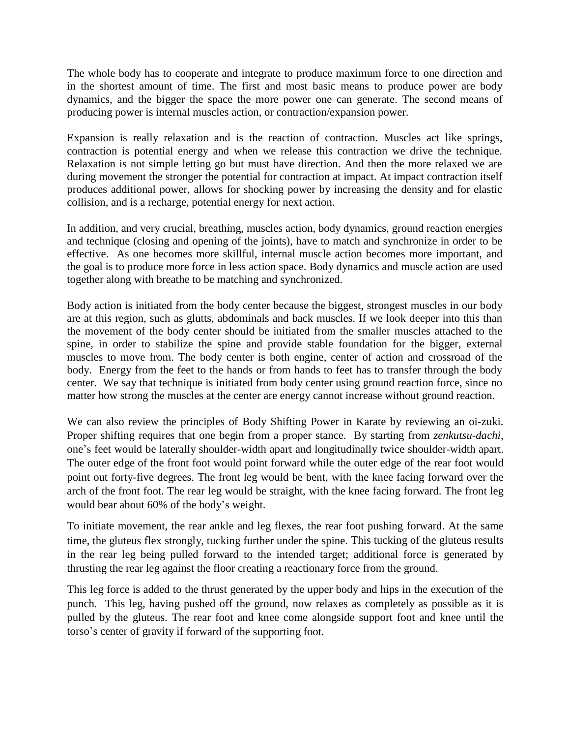The whole body has to cooperate and integrate to produce maximum force to one direction and in the shortest amount of time. The first and most basic means to produce power are body dynamics, and the bigger the space the more power one can generate. The second means of producing power is internal muscles action, or contraction/expansion power.

Expansion is really relaxation and is the reaction of contraction. Muscles act like springs, contraction is potential energy and when we release this contraction we drive the technique. Relaxation is not simple letting go but must have direction. And then the more relaxed we are during movement the stronger the potential for contraction at impact. At impact contraction itself produces additional power, allows for shocking power by increasing the density and for elastic collision, and is a recharge, potential energy for next action.

In addition, and very crucial, breathing, muscles action, body dynamics, ground reaction energies and technique (closing and opening of the joints), have to match and synchronize in order to be effective. As one becomes more skillful, internal muscle action becomes more important, and the goal is to produce more force in less action space. Body dynamics and muscle action are used together along with breathe to be matching and synchronized.

Body action is initiated from the body center because the biggest, strongest muscles in our body are at this region, such as glutts, abdominals and back muscles. If we look deeper into this than the movement of the body center should be initiated from the smaller muscles attached to the spine, in order to stabilize the spine and provide stable foundation for the bigger, external muscles to move from. The body center is both engine, center of action and crossroad of the body. Energy from the feet to the hands or from hands to feet has to transfer through the body center. We say that technique is initiated from body center using ground reaction force, since no matter how strong the muscles at the center are energy cannot increase without ground reaction.

We can also review the principles of Body Shifting Power in Karate by reviewing an oi-zuki. Proper shifting requires that one begin from a proper stance. By starting from *zenkutsu-dachi*, one's feet would be laterally shoulder-width apart and longitudinally twice shoulder-width apart. The outer edge of the front foot would point forward while the outer edge of the rear foot would point out forty-five degrees. The front leg would be bent, with the knee facing forward over the arch of the front foot. The rear leg would be straight, with the knee facing forward. The front leg would bear about 60% of the body's weight.

To initiate movement, the rear ankle and leg flexes, the rear foot pushing forward. At the same time, the gluteus flex strongly, tucking further under the spine. This tucking of the gluteus results in the rear leg being pulled forward to the intended target; additional force is generated by thrusting the rear leg against the floor creating a reactionary force from the ground.

This leg force is added to the thrust generated by the upper body and hips in the execution of the punch. This leg, having pushed off the ground, now relaxes as completely as possible as it is pulled by the gluteus. The rear foot and knee come alongside support foot and knee until the torso's center of gravity if forward of the supporting foot.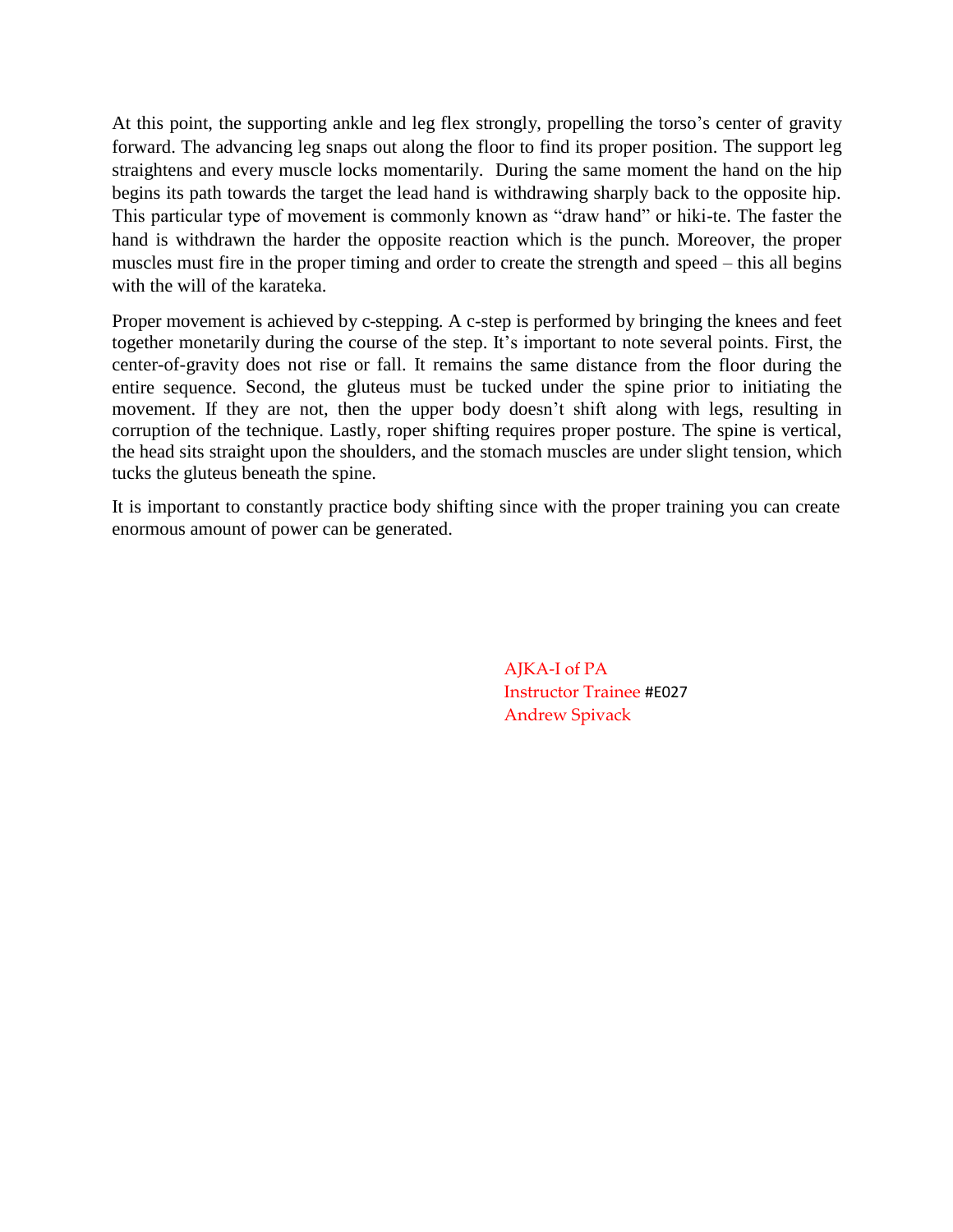At this point, the supporting ankle and leg flex strongly, propelling the torso's center of gravity forward. The advancing leg snaps out along the floor to find its proper position. The support leg straightens and every muscle locks momentarily. During the same moment the hand on the hip begins its path towards the target the lead hand is withdrawing sharply back to the opposite hip. This particular type of movement is commonly known as "draw hand" or hiki-te. The faster the hand is withdrawn the harder the opposite reaction which is the punch. Moreover, the proper muscles must fire in the proper timing and order to create the strength and speed – this all begins with the will of the karateka.

Proper movement is achieved by c-stepping. A c-step is performed by bringing the knees and feet together monetarily during the course of the step. It's important to note several points. First, the center-of-gravity does not rise or fall. It remains the same distance from the floor during the entire sequence. Second, the gluteus must be tucked under the spine prior to initiating the movement. If they are not, then the upper body doesn't shift along with legs, resulting in corruption of the technique. Lastly, roper shifting requires proper posture. The spine is vertical, the head sits straight upon the shoulders, and the stomach muscles are under slight tension, which tucks the gluteus beneath the spine.

It is important to constantly practice body shifting since with the proper training you can create enormous amount of power can be generated.

AJKA-I of PA
Instructor Trainee #E027
Andrew Spivack